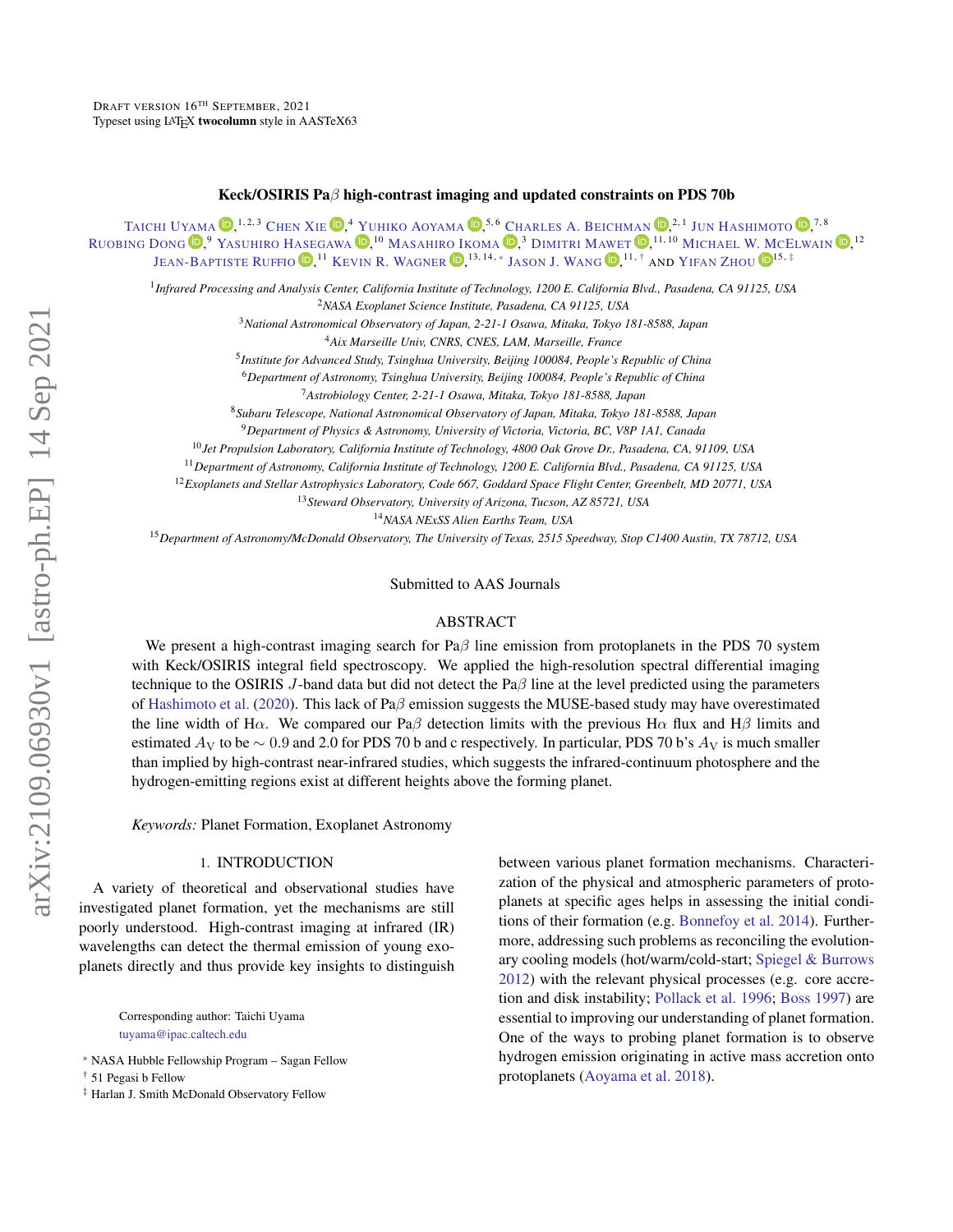DRAFT VERSION 16TH SEPTEMBER, 2021
Typeset using LATEX **twocolumn** style in AASTeX63

# Keck/OSIRIS Pa$\beta$ high-contrast imaging and updated constraints on PDS 70b

TAICHI UYAMA[1,2,3] CHEN XIE[4] YUHIKO AOYAMA[5,6] CHARLES A. BEICHMAN[2,1] JUN HASHIMOTO[7,8] RUOBING DONG[9] YASUHIRO HASEGAWA[10] MASAHIRO IKOMA[3] DIMITRI MAWET[11,10] MICHAEL W. MCELWAIN[12] JEAN-BAPTISTE RUFFIO[11] KEVIN R. WAGNER[13,14,*] JASON J. WANG[11,†] AND YIFAN ZHOU[15,‡]

[1]*Infrared Processing and Analysis Center, California Institute of Technology, 1200 E. California Blvd., Pasadena, CA 91125, USA*
[2]*NASA Exoplanet Science Institute, Pasadena, CA 91125, USA*
[3]*National Astronomical Observatory of Japan, 2-21-1 Osawa, Mitaka, Tokyo 181-8588, Japan*
[4]*Aix Marseille Univ, CNRS, CNES, LAM, Marseille, France*
[5]*Institute for Advanced Study, Tsinghua University, Beijing 100084, People's Republic of China*
[6]*Department of Astronomy, Tsinghua University, Beijing 100084, People's Republic of China*
[7]*Astrobiology Center, 2-21-1 Osawa, Mitaka, Tokyo 181-8588, Japan*
[8]*Subaru Telescope, National Astronomical Observatory of Japan, Mitaka, Tokyo 181-8588, Japan*
[9]*Department of Physics & Astronomy, University of Victoria, Victoria, BC, V8P 1A1, Canada*
[10]*Jet Propulsion Laboratory, California Institute of Technology, 4800 Oak Grove Dr., Pasadena, CA, 91109, USA*
[11]*Department of Astronomy, California Institute of Technology, 1200 E. California Blvd., Pasadena, CA 91125, USA*
[12]*Exoplanets and Stellar Astrophysics Laboratory, Code 667, Goddard Space Flight Center, Greenbelt, MD 20771, USA*
[13]*Steward Observatory, University of Arizona, Tucson, AZ 85721, USA*
[14]*NASA NExSS Alien Earths Team, USA*
[15]*Department of Astronomy/McDonald Observatory, The University of Texas, 2515 Speedway, Stop C1400 Austin, TX 78712, USA*

Submitted to AAS Journals

## ABSTRACT

We present a high-contrast imaging search for Pa$\beta$ line emission from protoplanets in the PDS 70 system with Keck/OSIRIS integral field spectroscopy. We applied the high-resolution spectral differential imaging technique to the OSIRIS $J$-band data but did not detect the Pa$\beta$ line at the level predicted using the parameters of Hashimoto et al. (2020). This lack of Pa$\beta$ emission suggests the MUSE-based study may have overestimated the line width of H$\alpha$. We compared our Pa$\beta$ detection limits with the previous H$\alpha$ flux and H$\beta$ limits and estimated $A_{\rm V}$ to be $\sim 0.9$ and 2.0 for PDS 70 b and c respectively. In particular, PDS 70 b's $A_{\rm V}$ is much smaller than implied by high-contrast near-infrared studies, which suggests the infrared-continuum photosphere and the hydrogen-emitting regions exist at different heights above the forming planet.

*Keywords:* Planet Formation, Exoplanet Astronomy

## 1. INTRODUCTION

A variety of theoretical and observational studies have investigated planet formation, yet the mechanisms are still poorly understood. High-contrast imaging at infrared (IR) wavelengths can detect the thermal emission of young exoplanets directly and thus provide key insights to distinguish between various planet formation mechanisms. Characterization of the physical and atmospheric parameters of protoplanets at specific ages helps in assessing the initial conditions of their formation (e.g. Bonnefoy et al. 2014). Furthermore, addressing such problems as reconciling the evolutionary cooling models (hot/warm/cold-start; Spiegel & Burrows 2012) with the relevant physical processes (e.g. core accretion and disk instability; Pollack et al. 1996; Boss 1997) are essential to improving our understanding of planet formation. One of the ways to probing planet formation is to observe hydrogen emission originating in active mass accretion onto protoplanets (Aoyama et al. 2018).

Corresponding author: Taichi Uyama
tuyama@ipac.caltech.edu

[*] NASA Hubble Fellowship Program – Sagan Fellow
[†] 51 Pegasi b Fellow
[‡] Harlan J. Smith McDonald Observatory Fellow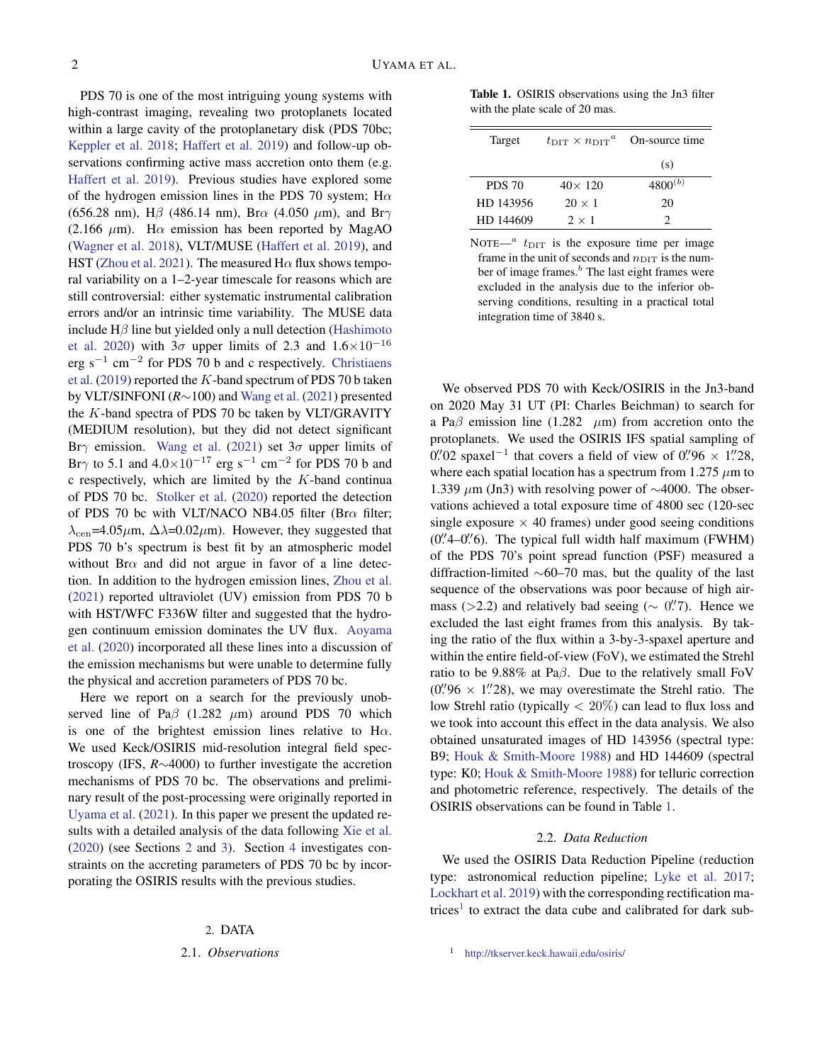PDS 70 is one of the most intriguing young systems with high-contrast imaging, revealing two protoplanets located within a large cavity of the protoplanetary disk (PDS 70bc; Keppler et al. 2018; Haffert et al. 2019) and follow-up observations confirming active mass accretion onto them (e.g. Haffert et al. 2019). Previous studies have explored some of the hydrogen emission lines in the PDS 70 system; Hα (656.28 nm), Hβ (486.14 nm), Brα (4.050 μm), and Brγ (2.166 μm). Hα emission has been reported by MagAO (Wagner et al. 2018), VLT/MUSE (Haffert et al. 2019), and HST (Zhou et al. 2021). The measured Hα flux shows temporal variability on a 1–2-year timescale for reasons which are still controversial: either systematic instrumental calibration errors and/or an intrinsic time variability. The MUSE data include Hβ line but yielded only a null detection (Hashimoto et al. 2020) with 3σ upper limits of 2.3 and $1.6\times10^{-16}$ erg $s^{-1}$ $cm^{-2}$ for PDS 70 b and c respectively. Christiaens et al. (2019) reported the $K$-band spectrum of PDS 70 b taken by VLT/SINFONI ($R$∼100) and Wang et al. (2021) presented the $K$-band spectra of PDS 70 bc taken by VLT/GRAVITY (MEDIUM resolution), but they did not detect significant Brγ emission. Wang et al. (2021) set 3σ upper limits of Brγ to 5.1 and $4.0\times10^{-17}$ erg $s^{-1}$ $cm^{-2}$ for PDS 70 b and c respectively, which are limited by the $K$-band continua of PDS 70 bc. Stolker et al. (2020) reported the detection of PDS 70 bc with VLT/NACO NB4.05 filter (Brα filter; $\lambda_{\rm cen}$=4.05μm, Δλ=0.02μm). However, they suggested that PDS 70 b's spectrum is best fit by an atmospheric model without Brα and did not argue in favor of a line detection. In addition to the hydrogen emission lines, Zhou et al. (2021) reported ultraviolet (UV) emission from PDS 70 b with HST/WFC F336W filter and suggested that the hydrogen continuum emission dominates the UV flux. Aoyama et al. (2020) incorporated all these lines into a discussion of the emission mechanisms but were unable to determine fully the physical and accretion parameters of PDS 70 bc.

Here we report on a search for the previously unobserved line of Paβ (1.282 μm) around PDS 70 which is one of the brightest emission lines relative to Hα. We used Keck/OSIRIS mid-resolution integral field spectroscopy (IFS, $R$∼4000) to further investigate the accretion mechanisms of PDS 70 bc. The observations and preliminary result of the post-processing were originally reported in Uyama et al. (2021). In this paper we present the updated results with a detailed analysis of the data following Xie et al. (2020) (see Sections 2 and 3). Section 4 investigates constraints on the accreting parameters of PDS 70 bc by incorporating the OSIRIS results with the previous studies.

## 2. DATA

### 2.1. *Observations*

**Table 1.** OSIRIS observations using the Jn3 filter with the plate scale of 20 mas.

| Target | $t_{\rm DIT}\times n_{\rm DIT}$[a] | On-source time (s) |
|---|---|---|
| PDS 70 | 40× 120 | 4800[b] |
| HD 143956 | 20 × 1 | 20 |
| HD 144609 | 2 × 1 | 2 |

NOTE—[a] $t_{\rm DIT}$ is the exposure time per image frame in the unit of seconds and $n_{\rm DIT}$ is the number of image frames.[b] The last eight frames were excluded in the analysis due to the inferior observing conditions, resulting in a practical total integration time of 3840 s.

We observed PDS 70 with Keck/OSIRIS in the Jn3-band on 2020 May 31 UT (PI: Charles Beichman) to search for a Paβ emission line (1.282 μm) from accretion onto the protoplanets. We used the OSIRIS IFS spatial sampling of 0.″02 spaxel$^{-1}$ that covers a field of view of 0.″96 × 1.″28, where each spatial location has a spectrum from 1.275 μm to 1.339 μm (Jn3) with resolving power of ∼4000. The observations achieved a total exposure time of 4800 sec (120-sec single exposure × 40 frames) under good seeing conditions (0.″4–0.″6). The typical full width half maximum (FWHM) of the PDS 70's point spread function (PSF) measured a diffraction-limited ∼60–70 mas, but the quality of the last sequence of the observations was poor because of high airmass (>2.2) and relatively bad seeing (∼ 0.″7). Hence we excluded the last eight frames from this analysis. By taking the ratio of the flux within a 3-by-3-spaxel aperture and within the entire field-of-view (FoV), we estimated the Strehl ratio to be 9.88% at Paβ. Due to the relatively small FoV (0.″96 × 1.″28), we may overestimate the Strehl ratio. The low Strehl ratio (typically < 20%) can lead to flux loss and we took into account this effect in the data analysis. We also obtained unsaturated images of HD 143956 (spectral type: B9; Houk & Smith-Moore 1988) and HD 144609 (spectral type: K0; Houk & Smith-Moore 1988) for telluric correction and photometric reference, respectively. The details of the OSIRIS observations can be found in Table 1.

### 2.2. *Data Reduction*

We used the OSIRIS Data Reduction Pipeline (reduction type: astronomical reduction pipeline; Lyke et al. 2017; Lockhart et al. 2019) with the corresponding rectification matrices[1] to extract the data cube and calibrated for dark sub-

[1] http://tkserver.keck.hawaii.edu/osiris/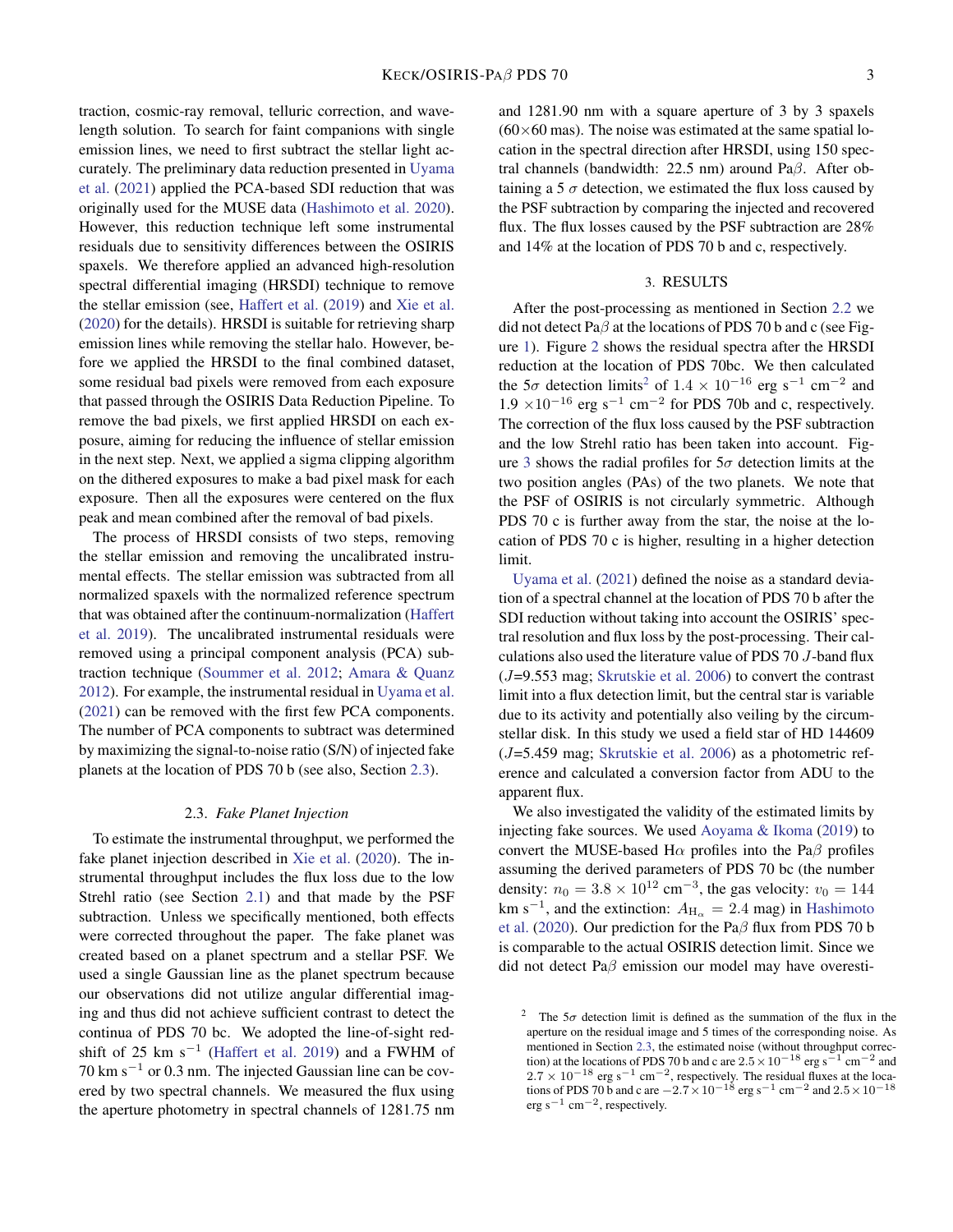traction, cosmic-ray removal, telluric correction, and wavelength solution. To search for faint companions with single emission lines, we need to first subtract the stellar light accurately. The preliminary data reduction presented in Uyama et al. (2021) applied the PCA-based SDI reduction that was originally used for the MUSE data (Hashimoto et al. 2020). However, this reduction technique left some instrumental residuals due to sensitivity differences between the OSIRIS spaxels. We therefore applied an advanced high-resolution spectral differential imaging (HRSDI) technique to remove the stellar emission (see, Haffert et al. (2019) and Xie et al. (2020) for the details). HRSDI is suitable for retrieving sharp emission lines while removing the stellar halo. However, before we applied the HRSDI to the final combined dataset, some residual bad pixels were removed from each exposure that passed through the OSIRIS Data Reduction Pipeline. To remove the bad pixels, we first applied HRSDI on each exposure, aiming for reducing the influence of stellar emission in the next step. Next, we applied a sigma clipping algorithm on the dithered exposures to make a bad pixel mask for each exposure. Then all the exposures were centered on the flux peak and mean combined after the removal of bad pixels.

The process of HRSDI consists of two steps, removing the stellar emission and removing the uncalibrated instrumental effects. The stellar emission was subtracted from all normalized spaxels with the normalized reference spectrum that was obtained after the continuum-normalization (Haffert et al. 2019). The uncalibrated instrumental residuals were removed using a principal component analysis (PCA) subtraction technique (Soummer et al. 2012; Amara & Quanz 2012). For example, the instrumental residual in Uyama et al. (2021) can be removed with the first few PCA components. The number of PCA components to subtract was determined by maximizing the signal-to-noise ratio (S/N) of injected fake planets at the location of PDS 70 b (see also, Section 2.3).

### 2.3. *Fake Planet Injection*

To estimate the instrumental throughput, we performed the fake planet injection described in Xie et al. (2020). The instrumental throughput includes the flux loss due to the low Strehl ratio (see Section 2.1) and that made by the PSF subtraction. Unless we specifically mentioned, both effects were corrected throughout the paper. The fake planet was created based on a planet spectrum and a stellar PSF. We used a single Gaussian line as the planet spectrum because our observations did not utilize angular differential imaging and thus did not achieve sufficient contrast to detect the continua of PDS 70 bc. We adopted the line-of-sight redshift of 25 km s$^{-1}$ (Haffert et al. 2019) and a FWHM of 70 km s$^{-1}$ or 0.3 nm. The injected Gaussian line can be covered by two spectral channels. We measured the flux using the aperture photometry in spectral channels of 1281.75 nm and 1281.90 nm with a square aperture of 3 by 3 spaxels (60×60 mas). The noise was estimated at the same spatial location in the spectral direction after HRSDI, using 150 spectral channels (bandwidth: 22.5 nm) around Pa$\beta$. After obtaining a 5 $\sigma$ detection, we estimated the flux loss caused by the PSF subtraction by comparing the injected and recovered flux. The flux losses caused by the PSF subtraction are 28% and 14% at the location of PDS 70 b and c, respectively.

## 3. RESULTS

After the post-processing as mentioned in Section 2.2 we did not detect Pa$\beta$ at the locations of PDS 70 b and c (see Figure 1). Figure 2 shows the residual spectra after the HRSDI reduction at the location of PDS 70bc. We then calculated the 5$\sigma$ detection limits[2] of $1.4 \times 10^{-16}$ erg s$^{-1}$ cm$^{-2}$ and $1.9 \times 10^{-16}$ erg s$^{-1}$ cm$^{-2}$ for PDS 70b and c, respectively. The correction of the flux loss caused by the PSF subtraction and the low Strehl ratio has been taken into account. Figure 3 shows the radial profiles for 5$\sigma$ detection limits at the two position angles (PAs) of the two planets. We note that the PSF of OSIRIS is not circularly symmetric. Although PDS 70 c is further away from the star, the noise at the location of PDS 70 c is higher, resulting in a higher detection limit.

Uyama et al. (2021) defined the noise as a standard deviation of a spectral channel at the location of PDS 70 b after the SDI reduction without taking into account the OSIRIS' spectral resolution and flux loss by the post-processing. Their calculations also used the literature value of PDS 70 $J$-band flux ($J$=9.553 mag; Skrutskie et al. 2006) to convert the contrast limit into a flux detection limit, but the central star is variable due to its activity and potentially also veiling by the circumstellar disk. In this study we used a field star of HD 144609 ($J$=5.459 mag; Skrutskie et al. 2006) as a photometric reference and calculated a conversion factor from ADU to the apparent flux.

We also investigated the validity of the estimated limits by injecting fake sources. We used Aoyama & Ikoma (2019) to convert the MUSE-based H$\alpha$ profiles into the Pa$\beta$ profiles assuming the derived parameters of PDS 70 bc (the number density: $n_0 = 3.8 \times 10^{12}$ cm$^{-3}$, the gas velocity: $v_0 = 144$ km s$^{-1}$, and the extinction: $A_{\mathrm{H}_\alpha} = 2.4$ mag) in Hashimoto et al. (2020). Our prediction for the Pa$\beta$ flux from PDS 70 b is comparable to the actual OSIRIS detection limit. Since we did not detect Pa$\beta$ emission our model may have overesti-

[2] The 5$\sigma$ detection limit is defined as the summation of the flux in the aperture on the residual image and 5 times of the corresponding noise. As mentioned in Section 2.3, the estimated noise (without throughput correction) at the locations of PDS 70 b and c are $2.5 \times 10^{-18}$ erg s$^{-1}$ cm$^{-2}$ and $2.7 \times 10^{-18}$ erg s$^{-1}$ cm$^{-2}$, respectively. The residual fluxes at the locations of PDS 70 b and c are $-2.7 \times 10^{-18}$ erg s$^{-1}$ cm$^{-2}$ and $2.5 \times 10^{-18}$ erg s$^{-1}$ cm$^{-2}$, respectively.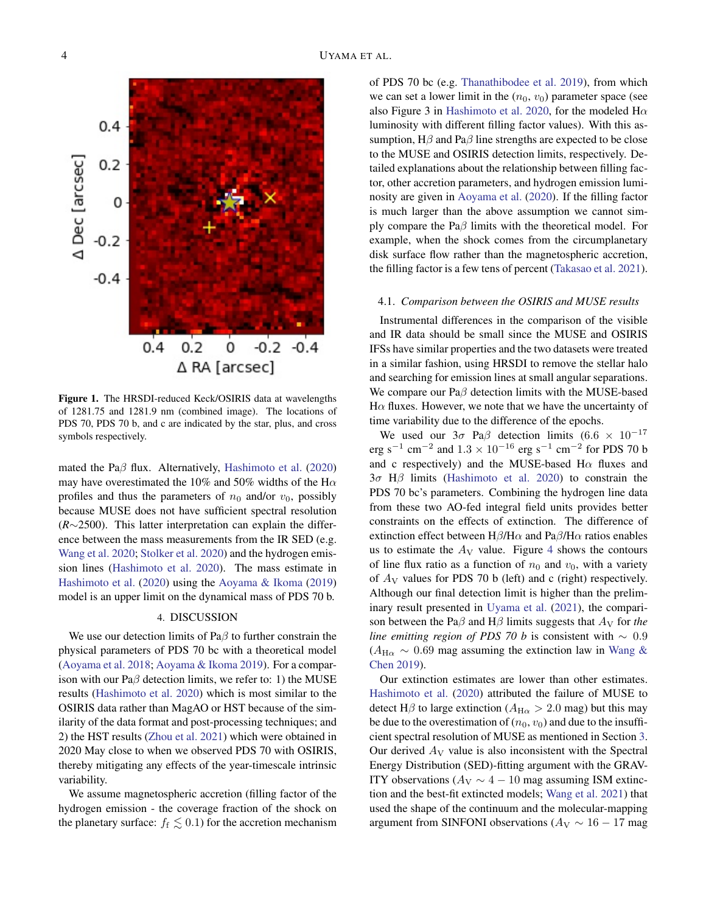**Figure 1.** The HRSDI-reduced Keck/OSIRIS data at wavelengths of 1281.75 and 1281.9 nm (combined image). The locations of PDS 70, PDS 70 b, and c are indicated by the star, plus, and cross symbols respectively.

mated the Pa$\beta$ flux. Alternatively, Hashimoto et al. (2020) may have overestimated the 10% and 50% widths of the H$\alpha$ profiles and thus the parameters of $n_0$ and/or $v_0$, possibly because MUSE does not have sufficient spectral resolution ($R$~2500). This latter interpretation can explain the difference between the mass measurements from the IR SED (e.g. Wang et al. 2020; Stolker et al. 2020) and the hydrogen emission lines (Hashimoto et al. 2020). The mass estimate in Hashimoto et al. (2020) using the Aoyama & Ikoma (2019) model is an upper limit on the dynamical mass of PDS 70 b.

## 4. DISCUSSION

We use our detection limits of Pa$\beta$ to further constrain the physical parameters of PDS 70 bc with a theoretical model (Aoyama et al. 2018; Aoyama & Ikoma 2019). For a comparison with our Pa$\beta$ detection limits, we refer to: 1) the MUSE results (Hashimoto et al. 2020) which is most similar to the OSIRIS data rather than MagAO or HST because of the similarity of the data format and post-processing techniques; and 2) the HST results (Zhou et al. 2021) which were obtained in 2020 May close to when we observed PDS 70 with OSIRIS, thereby mitigating any effects of the year-timescale intrinsic variability.

We assume magnetospheric accretion (filling factor of the hydrogen emission - the coverage fraction of the shock on the planetary surface: $f_{\rm f} \lesssim 0.1$) for the accretion mechanism of PDS 70 bc (e.g. Thanathibodee et al. 2019), from which we can set a lower limit in the ($n_0$, $v_0$) parameter space (see also Figure 3 in Hashimoto et al. 2020, for the modeled H$\alpha$ luminosity with different filling factor values). With this assumption, H$\beta$ and Pa$\beta$ line strengths are expected to be close to the MUSE and OSIRIS detection limits, respectively. Detailed explanations about the relationship between filling factor, other accretion parameters, and hydrogen emission luminosity are given in Aoyama et al. (2020). If the filling factor is much larger than the above assumption we cannot simply compare the Pa$\beta$ limits with the theoretical model. For example, when the shock comes from the circumplanetary disk surface flow rather than the magnetospheric accretion, the filling factor is a few tens of percent (Takasao et al. 2021).

### 4.1. *Comparison between the OSIRIS and MUSE results*

Instrumental differences in the comparison of the visible and IR data should be small since the MUSE and OSIRIS IFSs have similar properties and the two datasets were treated in a similar fashion, using HRSDI to remove the stellar halo and searching for emission lines at small angular separations. We compare our Pa$\beta$ detection limits with the MUSE-based H$\alpha$ fluxes. However, we note that we have the uncertainty of time variability due to the difference of the epochs.

We used our 3$\sigma$ Pa$\beta$ detection limits ($6.6 \times 10^{-17}$ erg s$^{-1}$ cm$^{-2}$ and $1.3 \times 10^{-16}$ erg s$^{-1}$ cm$^{-2}$ for PDS 70 b and c respectively) and the MUSE-based H$\alpha$ fluxes and 3$\sigma$ H$\beta$ limits (Hashimoto et al. 2020) to constrain the PDS 70 bc's parameters. Combining the hydrogen line data from these two AO-fed integral field units provides better constraints on the effects of extinction. The difference of extinction effect between H$\beta$/H$\alpha$ and Pa$\beta$/H$\alpha$ ratios enables us to estimate the $A_{\rm V}$ value. Figure 4 shows the contours of line flux ratio as a function of $n_0$ and $v_0$, with a variety of $A_{\rm V}$ values for PDS 70 b (left) and c (right) respectively. Although our final detection limit is higher than the preliminary result presented in Uyama et al. (2021), the comparison between the Pa$\beta$ and H$\beta$ limits suggests that $A_{\rm V}$ for *the line emitting region of PDS 70 b* is consistent with ~ 0.9 ($A_{\rm H\alpha}$ ~ 0.69 mag assuming the extinction law in Wang & Chen 2019).

Our extinction estimates are lower than other estimates. Hashimoto et al. (2020) attributed the failure of MUSE to detect H$\beta$ to large extinction ($A_{\rm H\alpha} > 2.0$ mag) but this may be due to the overestimation of ($n_0$, $v_0$) and due to the insufficient spectral resolution of MUSE as mentioned in Section 3. Our derived $A_{\rm V}$ value is also inconsistent with the Spectral Energy Distribution (SED)-fitting argument with the GRAVITY observations ($A_{\rm V} \sim 4 - 10$ mag assuming ISM extinction and the best-fit extincted models; Wang et al. 2021) that used the shape of the continuum and the molecular-mapping argument from SINFONI observations ($A_{\rm V} \sim 16 - 17$ mag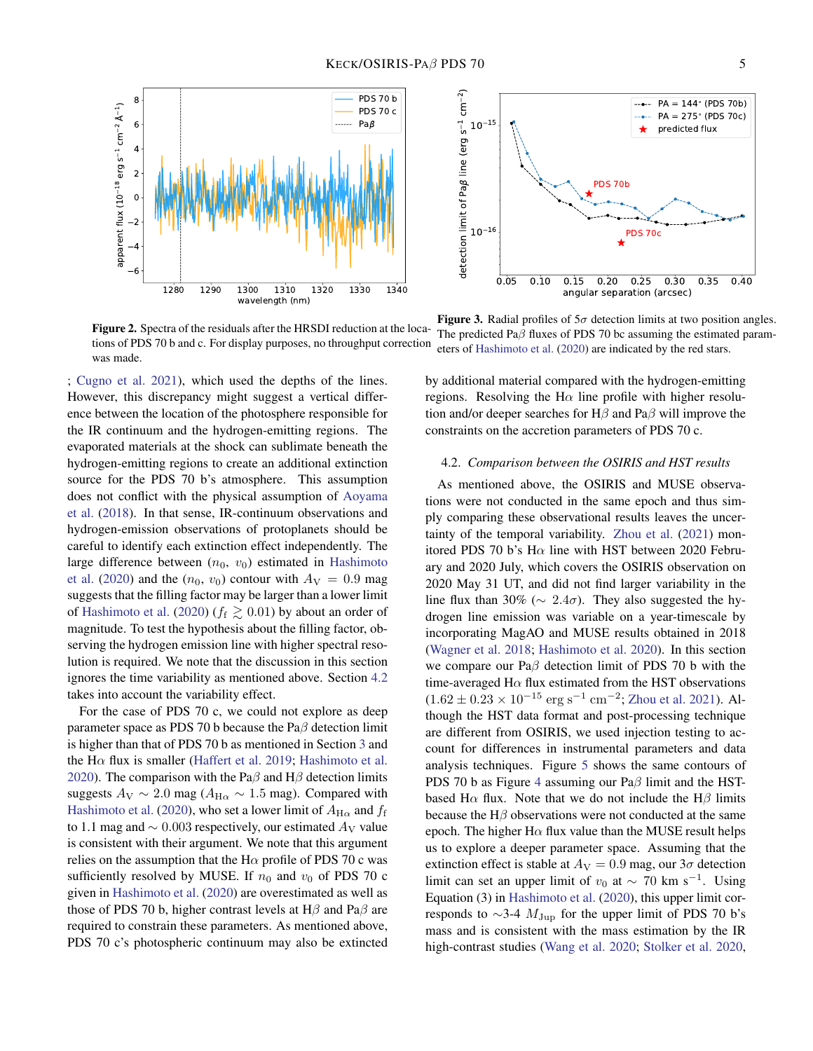**Figure 2.** Spectra of the residuals after the HRSDI reduction at the locations of PDS 70 b and c. For display purposes, no throughput correction was made.

**Figure 3.** Radial profiles of $5\sigma$ detection limits at two position angles. The predicted Pa$\beta$ fluxes of PDS 70 bc assuming the estimated parameters of Hashimoto et al. (2020) are indicated by the red stars.

; Cugno et al. 2021), which used the depths of the lines. However, this discrepancy might suggest a vertical difference between the location of the photosphere responsible for the IR continuum and the hydrogen-emitting regions. The evaporated materials at the shock can sublimate beneath the hydrogen-emitting regions to create an additional extinction source for the PDS 70 b's atmosphere. This assumption does not conflict with the physical assumption of Aoyama et al. (2018). In that sense, IR-continuum observations and hydrogen-emission observations of protoplanets should be careful to identify each extinction effect independently. The large difference between ($n_0$, $v_0$) estimated in Hashimoto et al. (2020) and the ($n_0$, $v_0$) contour with $A_V = 0.9$ mag suggests that the filling factor may be larger than a lower limit of Hashimoto et al. (2020) ($f_f \gtrsim 0.01$) by about an order of magnitude. To test the hypothesis about the filling factor, observing the hydrogen emission line with higher spectral resolution is required. We note that the discussion in this section ignores the time variability as mentioned above. Section 4.2 takes into account the variability effect.

For the case of PDS 70 c, we could not explore as deep parameter space as PDS 70 b because the Pa$\beta$ detection limit is higher than that of PDS 70 b as mentioned in Section 3 and the H$\alpha$ flux is smaller (Haffert et al. 2019; Hashimoto et al. 2020). The comparison with the Pa$\beta$ and H$\beta$ detection limits suggests $A_V \sim 2.0$ mag ($A_{H\alpha} \sim 1.5$ mag). Compared with Hashimoto et al. (2020), who set a lower limit of $A_{H\alpha}$ and $f_f$ to 1.1 mag and $\sim 0.003$ respectively, our estimated $A_V$ value is consistent with their argument. We note that this argument relies on the assumption that the H$\alpha$ profile of PDS 70 c was sufficiently resolved by MUSE. If $n_0$ and $v_0$ of PDS 70 c given in Hashimoto et al. (2020) are overestimated as well as those of PDS 70 b, higher contrast levels at H$\beta$ and Pa$\beta$ are required to constrain these parameters. As mentioned above, PDS 70 c's photospheric continuum may also be extincted by additional material compared with the hydrogen-emitting regions. Resolving the H$\alpha$ line profile with higher resolution and/or deeper searches for H$\beta$ and Pa$\beta$ will improve the constraints on the accretion parameters of PDS 70 c.

### 4.2. *Comparison between the OSIRIS and HST results*

As mentioned above, the OSIRIS and MUSE observations were not conducted in the same epoch and thus simply comparing these observational results leaves the uncertainty of the temporal variability. Zhou et al. (2021) monitored PDS 70 b's H$\alpha$ line with HST between 2020 February and 2020 July, which covers the OSIRIS observation on 2020 May 31 UT, and did not find larger variability in the line flux than 30% ($\sim 2.4\sigma$). They also suggested the hydrogen line emission was variable on a year-timescale by incorporating MagAO and MUSE results obtained in 2018 (Wagner et al. 2018; Hashimoto et al. 2020). In this section we compare our Pa$\beta$ detection limit of PDS 70 b with the time-averaged H$\alpha$ flux estimated from the HST observations ($1.62 \pm 0.23 \times 10^{-15}$ erg s$^{-1}$ cm$^{-2}$; Zhou et al. 2021). Although the HST data format and post-processing technique are different from OSIRIS, we used injection testing to account for differences in instrumental parameters and data analysis techniques. Figure 5 shows the same contours of PDS 70 b as Figure 4 assuming our Pa$\beta$ limit and the HST-based H$\alpha$ flux. Note that we do not include the H$\beta$ limits because the H$\beta$ observations were not conducted at the same epoch. The higher H$\alpha$ flux value than the MUSE result helps us to explore a deeper parameter space. Assuming that the extinction effect is stable at $A_V = 0.9$ mag, our $3\sigma$ detection limit can set an upper limit of $v_0$ at $\sim 70$ km s$^{-1}$. Using Equation (3) in Hashimoto et al. (2020), this upper limit corresponds to $\sim$3-4 $M_{\rm Jup}$ for the upper limit of PDS 70 b's mass and is consistent with the mass estimation by the IR high-contrast studies (Wang et al. 2020; Stolker et al. 2020,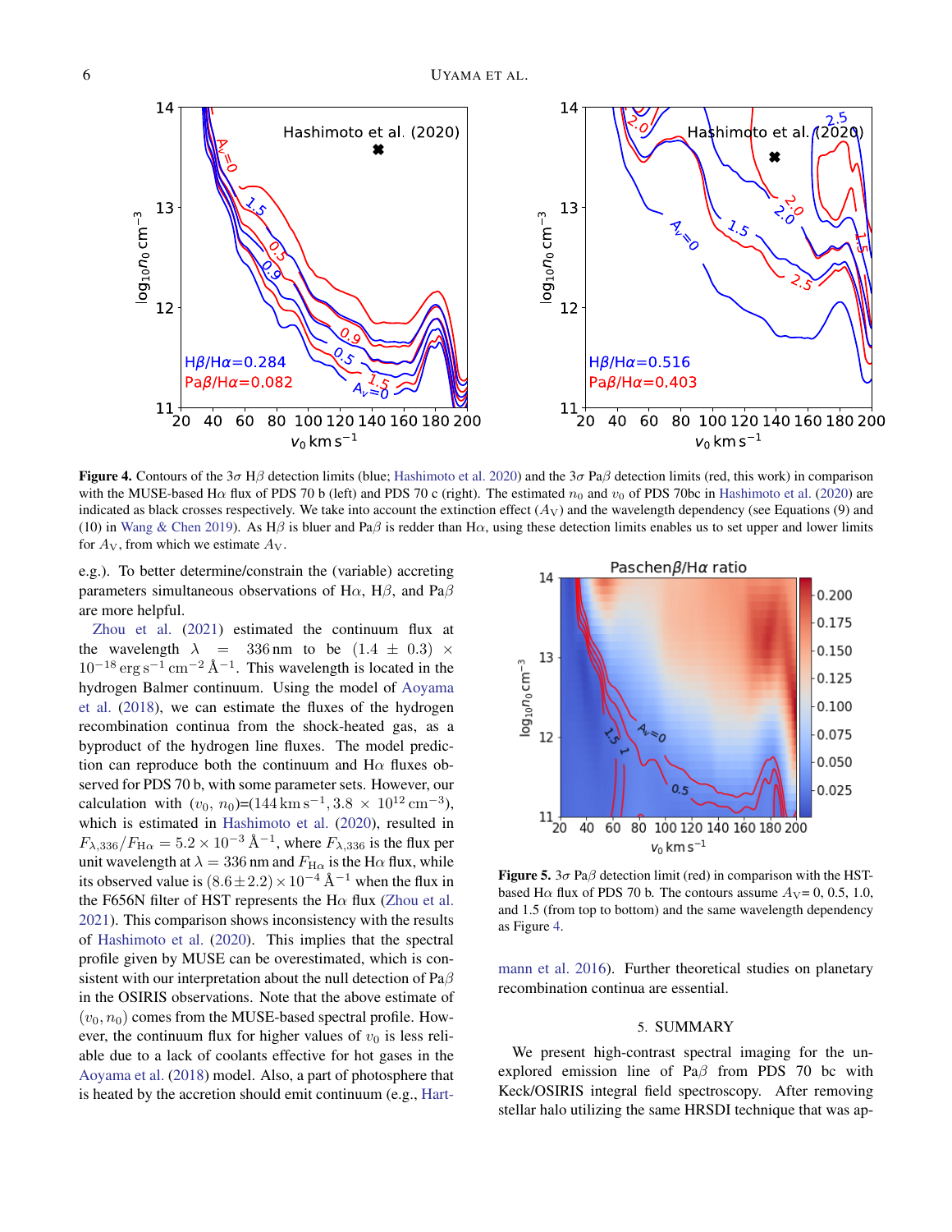**Figure 4.** Contours of the 3$\sigma$ H$\beta$ detection limits (blue; Hashimoto et al. 2020) and the 3$\sigma$ Pa$\beta$ detection limits (red, this work) in comparison with the MUSE-based H$\alpha$ flux of PDS 70 b (left) and PDS 70 c (right). The estimated $n_0$ and $v_0$ of PDS 70bc in Hashimoto et al. (2020) are indicated as black crosses respectively. We take into account the extinction effect ($A_V$) and the wavelength dependency (see Equations (9) and (10) in Wang & Chen 2019). As H$\beta$ is bluer and Pa$\beta$ is redder than H$\alpha$, using these detection limits enables us to set upper and lower limits for $A_V$, from which we estimate $A_V$.

e.g.). To better determine/constrain the (variable) accreting parameters simultaneous observations of H$\alpha$, H$\beta$, and Pa$\beta$ are more helpful.

Zhou et al. (2021) estimated the continuum flux at the wavelength $\lambda = 336\,\mathrm{nm}$ to be $(1.4 \pm 0.3) \times 10^{-18}\,\mathrm{erg\,s^{-1}\,cm^{-2}\,Å^{-1}}$. This wavelength is located in the hydrogen Balmer continuum. Using the model of Aoyama et al. (2018), we can estimate the fluxes of the hydrogen recombination continua from the shock-heated gas, as a byproduct of the hydrogen line fluxes. The model prediction can reproduce both the continuum and H$\alpha$ fluxes observed for PDS 70 b, with some parameter sets. However, our calculation with ($v_0$, $n_0$)=($144\,\mathrm{km\,s^{-1}}$, $3.8 \times 10^{12}\,\mathrm{cm^{-3}}$), which is estimated in Hashimoto et al. (2020), resulted in $F_{\lambda,336}/F_{\mathrm{H}\alpha} = 5.2 \times 10^{-3}\,\mathrm{Å^{-1}}$, where $F_{\lambda,336}$ is the flux per unit wavelength at $\lambda = 336\,\mathrm{nm}$ and $F_{\mathrm{H}\alpha}$ is the H$\alpha$ flux, while its observed value is $(8.6 \pm 2.2) \times 10^{-4}\,\mathrm{Å^{-1}}$ when the flux in the F656N filter of HST represents the H$\alpha$ flux (Zhou et al. 2021). This comparison shows inconsistency with the results of Hashimoto et al. (2020). This implies that the spectral profile given by MUSE can be overestimated, which is consistent with our interpretation about the null detection of Pa$\beta$ in the OSIRIS observations. Note that the above estimate of ($v_0$, $n_0$) comes from the MUSE-based spectral profile. However, the continuum flux for higher values of $v_0$ is less reliable due to a lack of coolants effective for hot gases in the Aoyama et al. (2018) model. Also, a part of photosphere that is heated by the accretion should emit continuum (e.g., Hartmann et al. 2016). Further theoretical studies on planetary recombination continua are essential.

**Figure 5.** 3$\sigma$ Pa$\beta$ detection limit (red) in comparison with the HST-based H$\alpha$ flux of PDS 70 b. The contours assume $A_V$= 0, 0.5, 1.0, and 1.5 (from top to bottom) and the same wavelength dependency as Figure 4.

## 5. SUMMARY

We present high-contrast spectral imaging for the unexplored emission line of Pa$\beta$ from PDS 70 bc with Keck/OSIRIS integral field spectroscopy. After removing stellar halo utilizing the same HRSDI technique that was ap-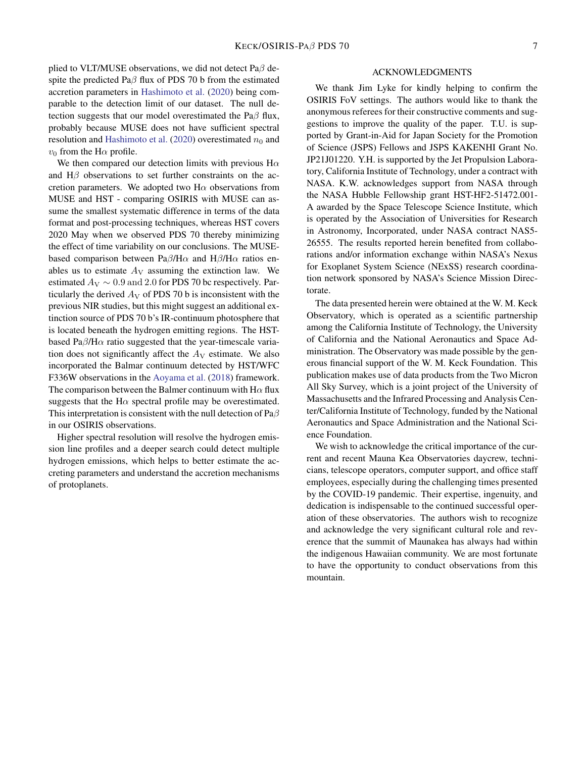plied to VLT/MUSE observations, we did not detect Pa$\beta$ despite the predicted Pa$\beta$ flux of PDS 70 b from the estimated accretion parameters in Hashimoto et al. (2020) being comparable to the detection limit of our dataset. The null detection suggests that our model overestimated the Pa$\beta$ flux, probably because MUSE does not have sufficient spectral resolution and Hashimoto et al. (2020) overestimated $n_0$ and $v_0$ from the H$\alpha$ profile.

We then compared our detection limits with previous H$\alpha$ and H$\beta$ observations to set further constraints on the accretion parameters. We adopted two H$\alpha$ observations from MUSE and HST - comparing OSIRIS with MUSE can assume the smallest systematic difference in terms of the data format and post-processing techniques, whereas HST covers 2020 May when we observed PDS 70 thereby minimizing the effect of time variability on our conclusions. The MUSE-based comparison between Pa$\beta$/H$\alpha$ and H$\beta$/H$\alpha$ ratios enables us to estimate $A_{\rm V}$ assuming the extinction law. We estimated $A_{\rm V} \sim 0.9$ and $2.0$ for PDS 70 bc respectively. Particularly the derived $A_{\rm V}$ of PDS 70 b is inconsistent with the previous NIR studies, but this might suggest an additional extinction source of PDS 70 b's IR-continuum photosphere that is located beneath the hydrogen emitting regions. The HST-based Pa$\beta$/H$\alpha$ ratio suggested that the year-timescale variation does not significantly affect the $A_{\rm V}$ estimate. We also incorporated the Balmar continuum detected by HST/WFC F336W observations in the Aoyama et al. (2018) framework. The comparison between the Balmer continuum with H$\alpha$ flux suggests that the H$\alpha$ spectral profile may be overestimated. This interpretation is consistent with the null detection of Pa$\beta$ in our OSIRIS observations.

Higher spectral resolution will resolve the hydrogen emission line profiles and a deeper search could detect multiple hydrogen emissions, which helps to better estimate the accreting parameters and understand the accretion mechanisms of protoplanets.

## ACKNOWLEDGMENTS

We thank Jim Lyke for kindly helping to confirm the OSIRIS FoV settings. The authors would like to thank the anonymous referees for their constructive comments and suggestions to improve the quality of the paper. T.U. is supported by Grant-in-Aid for Japan Society for the Promotion of Science (JSPS) Fellows and JSPS KAKENHI Grant No. JP21J01220. Y.H. is supported by the Jet Propulsion Laboratory, California Institute of Technology, under a contract with NASA. K.W. acknowledges support from NASA through the NASA Hubble Fellowship grant HST-HF2-51472.001-A awarded by the Space Telescope Science Institute, which is operated by the Association of Universities for Research in Astronomy, Incorporated, under NASA contract NAS5-26555. The results reported herein benefited from collaborations and/or information exchange within NASA's Nexus for Exoplanet System Science (NExSS) research coordination network sponsored by NASA's Science Mission Directorate.

The data presented herein were obtained at the W. M. Keck Observatory, which is operated as a scientific partnership among the California Institute of Technology, the University of California and the National Aeronautics and Space Administration. The Observatory was made possible by the generous financial support of the W. M. Keck Foundation. This publication makes use of data products from the Two Micron All Sky Survey, which is a joint project of the University of Massachusetts and the Infrared Processing and Analysis Center/California Institute of Technology, funded by the National Aeronautics and Space Administration and the National Science Foundation.

We wish to acknowledge the critical importance of the current and recent Mauna Kea Observatories daycrew, technicians, telescope operators, computer support, and office staff employees, especially during the challenging times presented by the COVID-19 pandemic. Their expertise, ingenuity, and dedication is indispensable to the continued successful operation of these observatories. The authors wish to recognize and acknowledge the very significant cultural role and reverence that the summit of Maunakea has always had within the indigenous Hawaiian community. We are most fortunate to have the opportunity to conduct observations from this mountain.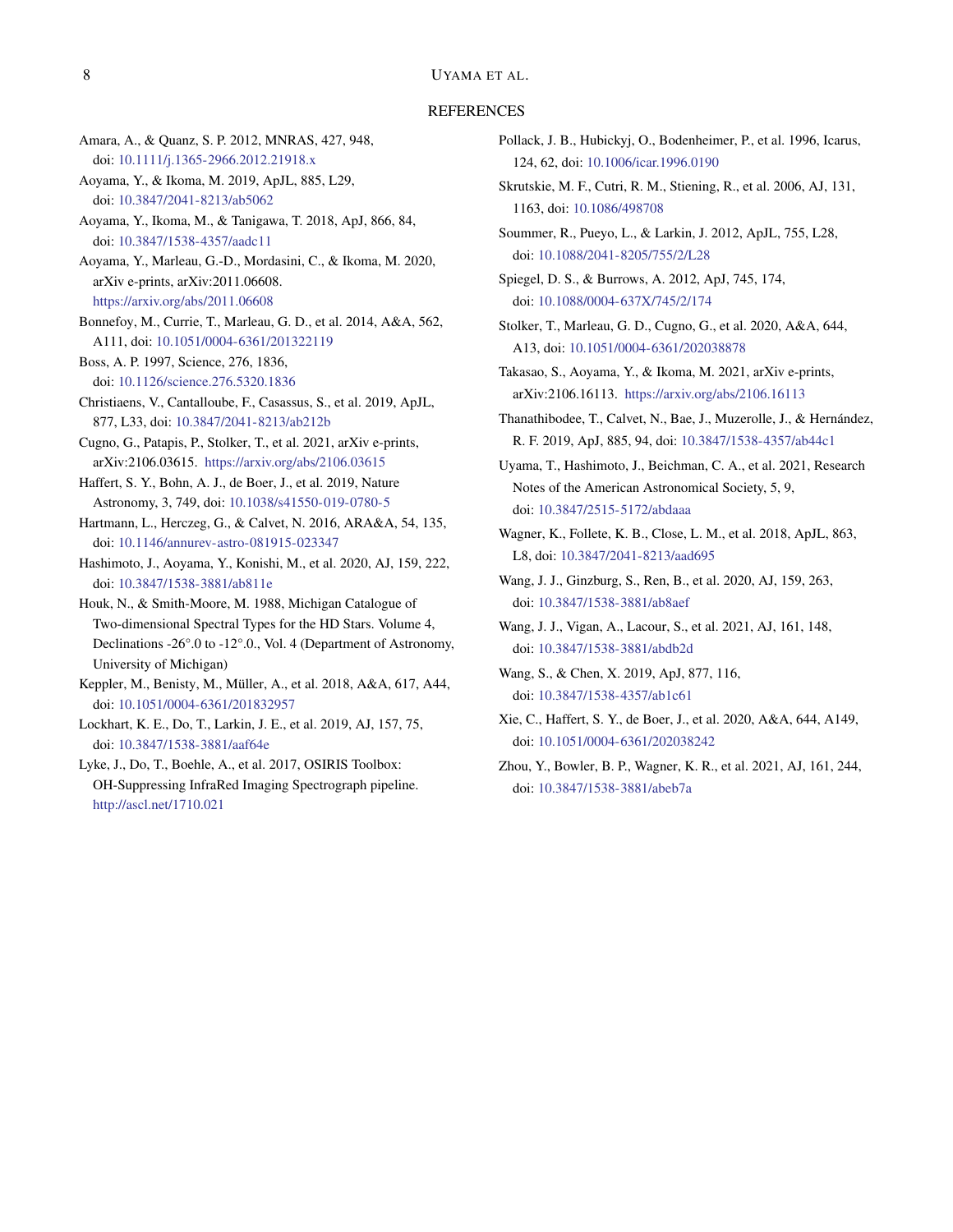## REFERENCES

Amara, A., & Quanz, S. P. 2012, MNRAS, 427, 948, doi: 10.1111/j.1365-2966.2012.21918.x

Aoyama, Y., & Ikoma, M. 2019, ApJL, 885, L29, doi: 10.3847/2041-8213/ab5062

Aoyama, Y., Ikoma, M., & Tanigawa, T. 2018, ApJ, 866, 84, doi: 10.3847/1538-4357/aadc11

Aoyama, Y., Marleau, G.-D., Mordasini, C., & Ikoma, M. 2020, arXiv e-prints, arXiv:2011.06608. https://arxiv.org/abs/2011.06608

Bonnefoy, M., Currie, T., Marleau, G. D., et al. 2014, A&A, 562, A111, doi: 10.1051/0004-6361/201322119

Boss, A. P. 1997, Science, 276, 1836, doi: 10.1126/science.276.5320.1836

Christiaens, V., Cantalloube, F., Casassus, S., et al. 2019, ApJL, 877, L33, doi: 10.3847/2041-8213/ab212b

Cugno, G., Patapis, P., Stolker, T., et al. 2021, arXiv e-prints, arXiv:2106.03615. https://arxiv.org/abs/2106.03615

Haffert, S. Y., Bohn, A. J., de Boer, J., et al. 2019, Nature Astronomy, 3, 749, doi: 10.1038/s41550-019-0780-5

Hartmann, L., Herczeg, G., & Calvet, N. 2016, ARA&A, 54, 135, doi: 10.1146/annurev-astro-081915-023347

Hashimoto, J., Aoyama, Y., Konishi, M., et al. 2020, AJ, 159, 222, doi: 10.3847/1538-3881/ab811e

Houk, N., & Smith-Moore, M. 1988, Michigan Catalogue of Two-dimensional Spectral Types for the HD Stars. Volume 4, Declinations -26°.0 to -12°.0., Vol. 4 (Department of Astronomy, University of Michigan)

Keppler, M., Benisty, M., Müller, A., et al. 2018, A&A, 617, A44, doi: 10.1051/0004-6361/201832957

Lockhart, K. E., Do, T., Larkin, J. E., et al. 2019, AJ, 157, 75, doi: 10.3847/1538-3881/aaf64e

Lyke, J., Do, T., Boehle, A., et al. 2017, OSIRIS Toolbox: OH-Suppressing InfraRed Imaging Spectrograph pipeline. http://ascl.net/1710.021

Pollack, J. B., Hubickyj, O., Bodenheimer, P., et al. 1996, Icarus, 124, 62, doi: 10.1006/icar.1996.0190

Skrutskie, M. F., Cutri, R. M., Stiening, R., et al. 2006, AJ, 131, 1163, doi: 10.1086/498708

Soummer, R., Pueyo, L., & Larkin, J. 2012, ApJL, 755, L28, doi: 10.1088/2041-8205/755/2/L28

Spiegel, D. S., & Burrows, A. 2012, ApJ, 745, 174, doi: 10.1088/0004-637X/745/2/174

Stolker, T., Marleau, G. D., Cugno, G., et al. 2020, A&A, 644, A13, doi: 10.1051/0004-6361/202038878

Takasao, S., Aoyama, Y., & Ikoma, M. 2021, arXiv e-prints, arXiv:2106.16113. https://arxiv.org/abs/2106.16113

Thanathibodee, T., Calvet, N., Bae, J., Muzerolle, J., & Hernández, R. F. 2019, ApJ, 885, 94, doi: 10.3847/1538-4357/ab44c1

Uyama, T., Hashimoto, J., Beichman, C. A., et al. 2021, Research Notes of the American Astronomical Society, 5, 9, doi: 10.3847/2515-5172/abdaaa

Wagner, K., Follete, K. B., Close, L. M., et al. 2018, ApJL, 863, L8, doi: 10.3847/2041-8213/aad695

Wang, J. J., Ginzburg, S., Ren, B., et al. 2020, AJ, 159, 263, doi: 10.3847/1538-3881/ab8aef

Wang, J. J., Vigan, A., Lacour, S., et al. 2021, AJ, 161, 148, doi: 10.3847/1538-3881/abdb2d

Wang, S., & Chen, X. 2019, ApJ, 877, 116, doi: 10.3847/1538-4357/ab1c61

Xie, C., Haffert, S. Y., de Boer, J., et al. 2020, A&A, 644, A149, doi: 10.1051/0004-6361/202038242

Zhou, Y., Bowler, B. P., Wagner, K. R., et al. 2021, AJ, 161, 244, doi: 10.3847/1538-3881/abeb7a